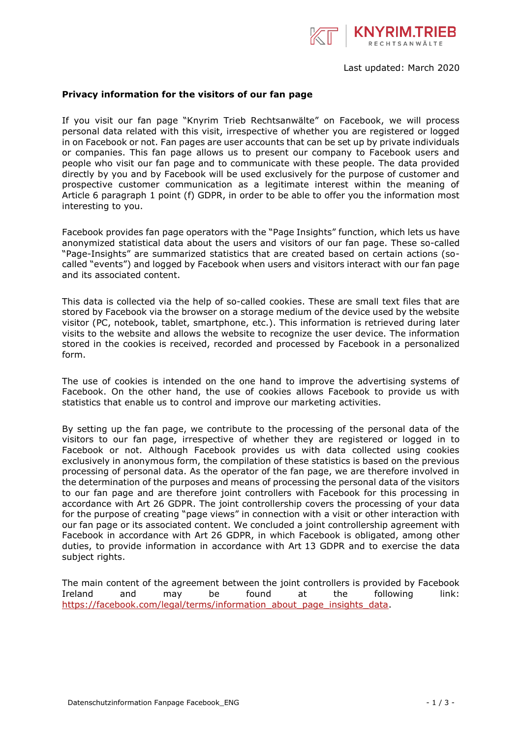Last updated: March 2020

**Privacy information for the visitors of our fan page**

If you visit our fan page "Knyrim Trieb Rechtsanwälte" on Facebook, we will process personal data related with this visit, irrespective of whether you are registered or logged in on Facebook or not. Fan pages are user accounts that can be set up by private individuals or companies. This fan page allows us to present our company to Facebook users and people who visit our fan page and to communicate with these people. The data provided directly by you and by Facebook will be used exclusively for the purpose of customer and prospective customer communication as a legitimate interest within the meaning of Article 6 paragraph 1 point (f) GDPR, in order to be able to offer you the information most interesting to you.

Facebook provides fan page operators with the "Page Insights" function, which lets us have anonymized statistical data about the users and visitors of our fan page. These so-called "Page-Insights" are summarized statistics that are created based on certain actions (so-called "events") and logged by Facebook when users and visitors interact with our fan page and its associated content.

This data is collected via the help of so-called cookies. These are small text files that are stored by Facebook via the browser on a storage medium of the device used by the website visitor (PC, notebook, tablet, smartphone, etc.). This information is retrieved during later visits to the website and allows the website to recognize the user device. The information stored in the cookies is received, recorded and processed by Facebook in a personalized form.

The use of cookies is intended on the one hand to improve the advertising systems of Facebook. On the other hand, the use of cookies allows Facebook to provide us with statistics that enable us to control and improve our marketing activities.

By setting up the fan page, we contribute to the processing of the personal data of the visitors to our fan page, irrespective of whether they are registered or logged in to Facebook or not. Although Facebook provides us with data collected using cookies exclusively in anonymous form, the compilation of these statistics is based on the previous processing of personal data. As the operator of the fan page, we are therefore involved in the determination of the purposes and means of processing the personal data of the visitors to our fan page and are therefore joint controllers with Facebook for this processing in accordance with Art 26 GDPR. The joint controllership covers the processing of your data for the purpose of creating "page views" in connection with a visit or other interaction with our fan page or its associated content. We concluded a joint controllership agreement with Facebook in accordance with Art 26 GDPR, in which Facebook is obligated, among other duties, to provide information in accordance with Art 13 GDPR and to exercise the data subject rights.

The main content of the agreement between the joint controllers is provided by Facebook Ireland and may be found at the following link: https://facebook.com/legal/terms/information_about_page_insights_data.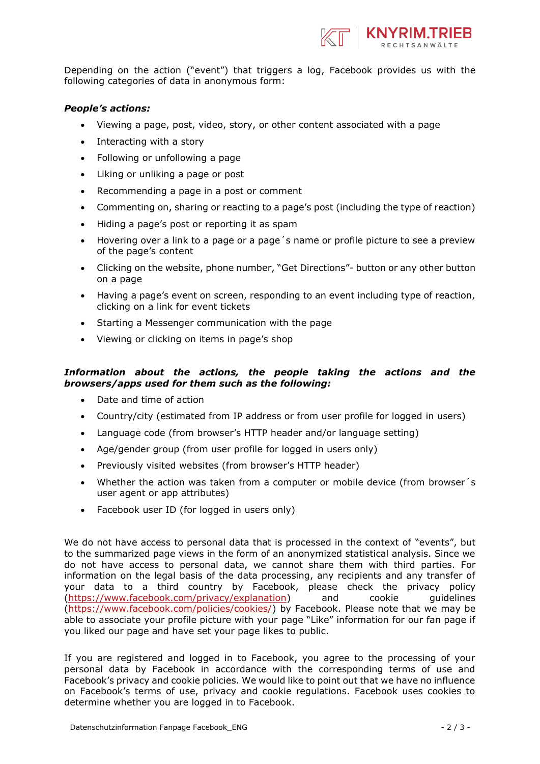Depending on the action ("event") that triggers a log, Facebook provides us with the following categories of data in anonymous form:

***People's actions:***

- Viewing a page, post, video, story, or other content associated with a page
- Interacting with a story
- Following or unfollowing a page
- Liking or unliking a page or post
- Recommending a page in a post or comment
- Commenting on, sharing or reacting to a page's post (including the type of reaction)
- Hiding a page's post or reporting it as spam
- Hovering over a link to a page or a page´s name or profile picture to see a preview of the page's content
- Clicking on the website, phone number, "Get Directions"- button or any other button on a page
- Having a page's event on screen, responding to an event including type of reaction, clicking on a link for event tickets
- Starting a Messenger communication with the page
- Viewing or clicking on items in page's shop

***Information about the actions, the people taking the actions and the browsers/apps used for them such as the following:***

- Date and time of action
- Country/city (estimated from IP address or from user profile for logged in users)
- Language code (from browser's HTTP header and/or language setting)
- Age/gender group (from user profile for logged in users only)
- Previously visited websites (from browser's HTTP header)
- Whether the action was taken from a computer or mobile device (from browser´s user agent or app attributes)
- Facebook user ID (for logged in users only)

We do not have access to personal data that is processed in the context of "events", but to the summarized page views in the form of an anonymized statistical analysis. Since we do not have access to personal data, we cannot share them with third parties. For information on the legal basis of the data processing, any recipients and any transfer of your data to a third country by Facebook, please check the privacy policy (https://www.facebook.com/privacy/explanation) and cookie guidelines (https://www.facebook.com/policies/cookies/) by Facebook. Please note that we may be able to associate your profile picture with your page "Like" information for our fan page if you liked our page and have set your page likes to public.

If you are registered and logged in to Facebook, you agree to the processing of your personal data by Facebook in accordance with the corresponding terms of use and Facebook's privacy and cookie policies. We would like to point out that we have no influence on Facebook's terms of use, privacy and cookie regulations. Facebook uses cookies to determine whether you are logged in to Facebook.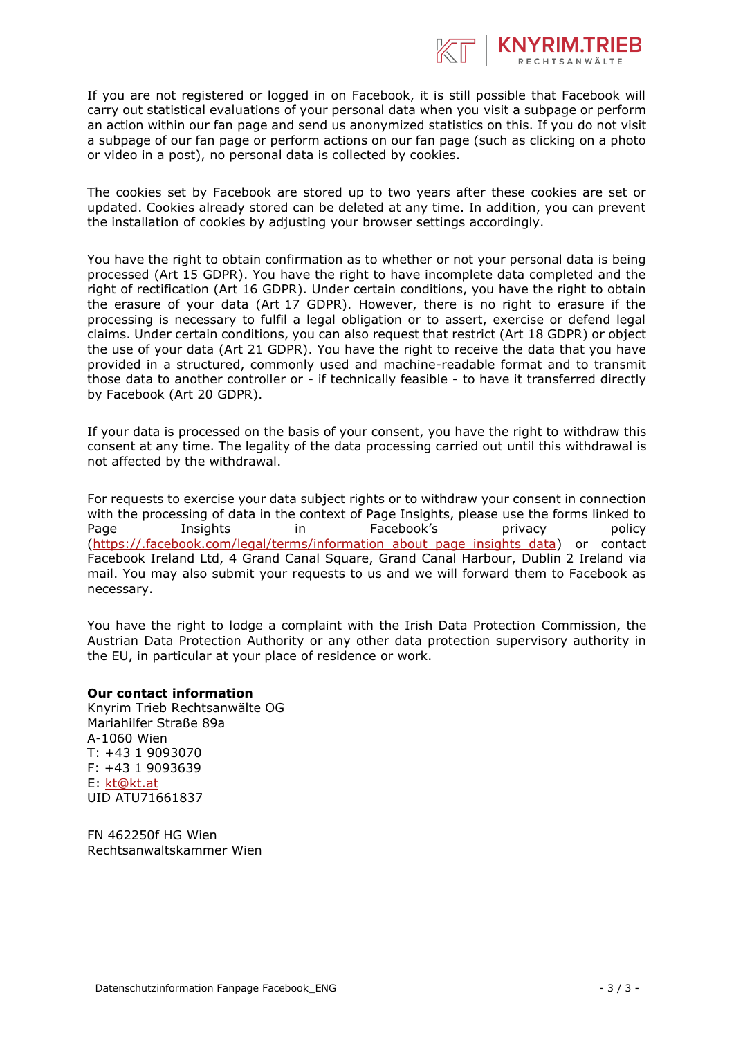If you are not registered or logged in on Facebook, it is still possible that Facebook will carry out statistical evaluations of your personal data when you visit a subpage or perform an action within our fan page and send us anonymized statistics on this. If you do not visit a subpage of our fan page or perform actions on our fan page (such as clicking on a photo or video in a post), no personal data is collected by cookies.

The cookies set by Facebook are stored up to two years after these cookies are set or updated. Cookies already stored can be deleted at any time. In addition, you can prevent the installation of cookies by adjusting your browser settings accordingly.

You have the right to obtain confirmation as to whether or not your personal data is being processed (Art 15 GDPR). You have the right to have incomplete data completed and the right of rectification (Art 16 GDPR). Under certain conditions, you have the right to obtain the erasure of your data (Art 17 GDPR). However, there is no right to erasure if the processing is necessary to fulfil a legal obligation or to assert, exercise or defend legal claims. Under certain conditions, you can also request that restrict (Art 18 GDPR) or object the use of your data (Art 21 GDPR). You have the right to receive the data that you have provided in a structured, commonly used and machine-readable format and to transmit those data to another controller or - if technically feasible - to have it transferred directly by Facebook (Art 20 GDPR).

If your data is processed on the basis of your consent, you have the right to withdraw this consent at any time. The legality of the data processing carried out until this withdrawal is not affected by the withdrawal.

For requests to exercise your data subject rights or to withdraw your consent in connection with the processing of data in the context of Page Insights, please use the forms linked to Page Insights in Facebook's privacy policy ([https://.facebook.com/legal/terms/information_about_page_insights_data](https://.facebook.com/legal/terms/information_about_page_insights_data)) or contact Facebook Ireland Ltd, 4 Grand Canal Square, Grand Canal Harbour, Dublin 2 Ireland via mail. You may also submit your requests to us and we will forward them to Facebook as necessary.

You have the right to lodge a complaint with the Irish Data Protection Commission, the Austrian Data Protection Authority or any other data protection supervisory authority in the EU, in particular at your place of residence or work.

**Our contact information**
Knyrim Trieb Rechtsanwälte OG
Mariahilfer Straße 89a
A-1060 Wien
T: +43 1 9093070
F: +43 1 9093639
E: [kt@kt.at](mailto:kt@kt.at)
UID ATU71661837

FN 462250f HG Wien
Rechtsanwaltskammer Wien